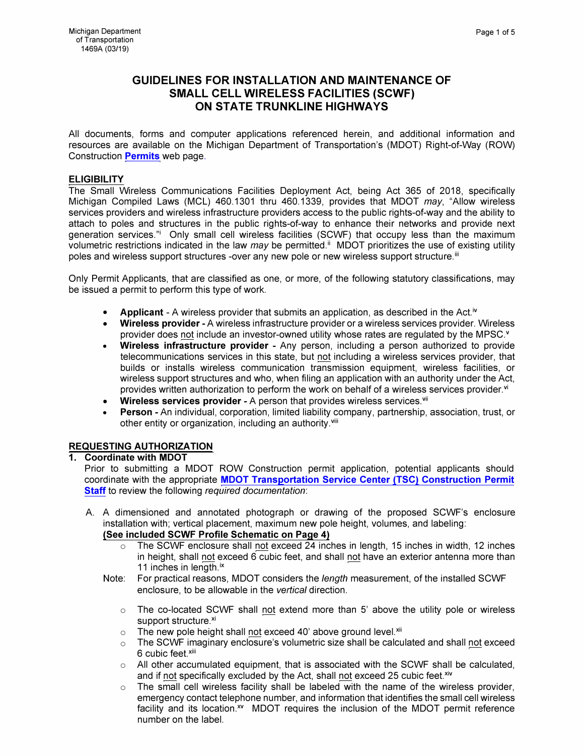# GUIDELINES FOR INSTALLATION AND MAINTENANCE OF SMALL CELL WIRELESS FACILITIES (SCWF) ON STATE TRUNKLINE HIGHWAYS

All documents, forms and computer applications referenced herein, and additional information and resources are available on the Michigan Department of Transportation's (MDOT) Right-of-Way (ROW) Construction **Permits** web page.

## ELIGIBILITY

The Small Wireless Communications Facilities Deployment Act, being Act 365 of 2018, specifically Michigan Compiled Laws (MCL) 460.1301 thru 460.1339, provides that MDOT *may*, "Allow wireless services providers and wireless infrastructure providers access to the public rights-of-way and the ability to attach to poles and structures in the public rights-of-way to enhance their networks and provide next generation services."[i] Only small cell wireless facilities (SCWF) that occupy less than the maximum volumetric restrictions indicated in the law *may* be permitted.[ii] MDOT prioritizes the use of existing utility poles and wireless support structures -over any new pole or new wireless support structure.[iii]

Only Permit Applicants, that are classified as one, or more, of the following statutory classifications, may be issued a permit to perform this type of work.

- **Applicant** - A wireless provider that submits an application, as described in the Act.[iv]
- **Wireless provider -** A wireless infrastructure provider or a wireless services provider. Wireless provider does not include an investor-owned utility whose rates are regulated by the MPSC.[v]
- **Wireless infrastructure provider -** Any person, including a person authorized to provide telecommunications services in this state, but not including a wireless services provider, that builds or installs wireless communication transmission equipment, wireless facilities, or wireless support structures and who, when filing an application with an authority under the Act, provides written authorization to perform the work on behalf of a wireless services provider.[vi]
- **Wireless services provider -** A person that provides wireless services.[vii]
- **Person -** An individual, corporation, limited liability company, partnership, association, trust, or other entity or organization, including an authority.[viii]

## REQUESTING AUTHORIZATION

**1. Coordinate with MDOT**

Prior to submitting a MDOT ROW Construction permit application, potential applicants should coordinate with the appropriate **MDOT Transportation Service Center (TSC) Construction Permit Staff** to review the following *required documentation*:

A. A dimensioned and annotated photograph or drawing of the proposed SCWF's enclosure installation with; vertical placement, maximum new pole height, volumes, and labeling: **(See included SCWF Profile Schematic on Page 4)**

- The SCWF enclosure shall not exceed 24 inches in length, 15 inches in width, 12 inches in height, shall not exceed 6 cubic feet, and shall not have an exterior antenna more than 11 inches in length.[ix]

Note: For practical reasons, MDOT considers the *length* measurement, of the installed SCWF enclosure, to be allowable in the *vertical* direction.

- The co-located SCWF shall not extend more than 5' above the utility pole or wireless support structure.[xi]
- The new pole height shall not exceed 40' above ground level.[xii]
- The SCWF imaginary enclosure's volumetric size shall be calculated and shall not exceed 6 cubic feet.[xiii]
- All other accumulated equipment, that is associated with the SCWF shall be calculated, and if not specifically excluded by the Act, shall not exceed 25 cubic feet.[xiv]
- The small cell wireless facility shall be labeled with the name of the wireless provider, emergency contact telephone number, and information that identifies the small cell wireless facility and its location.[xv] MDOT requires the inclusion of the MDOT permit reference number on the label.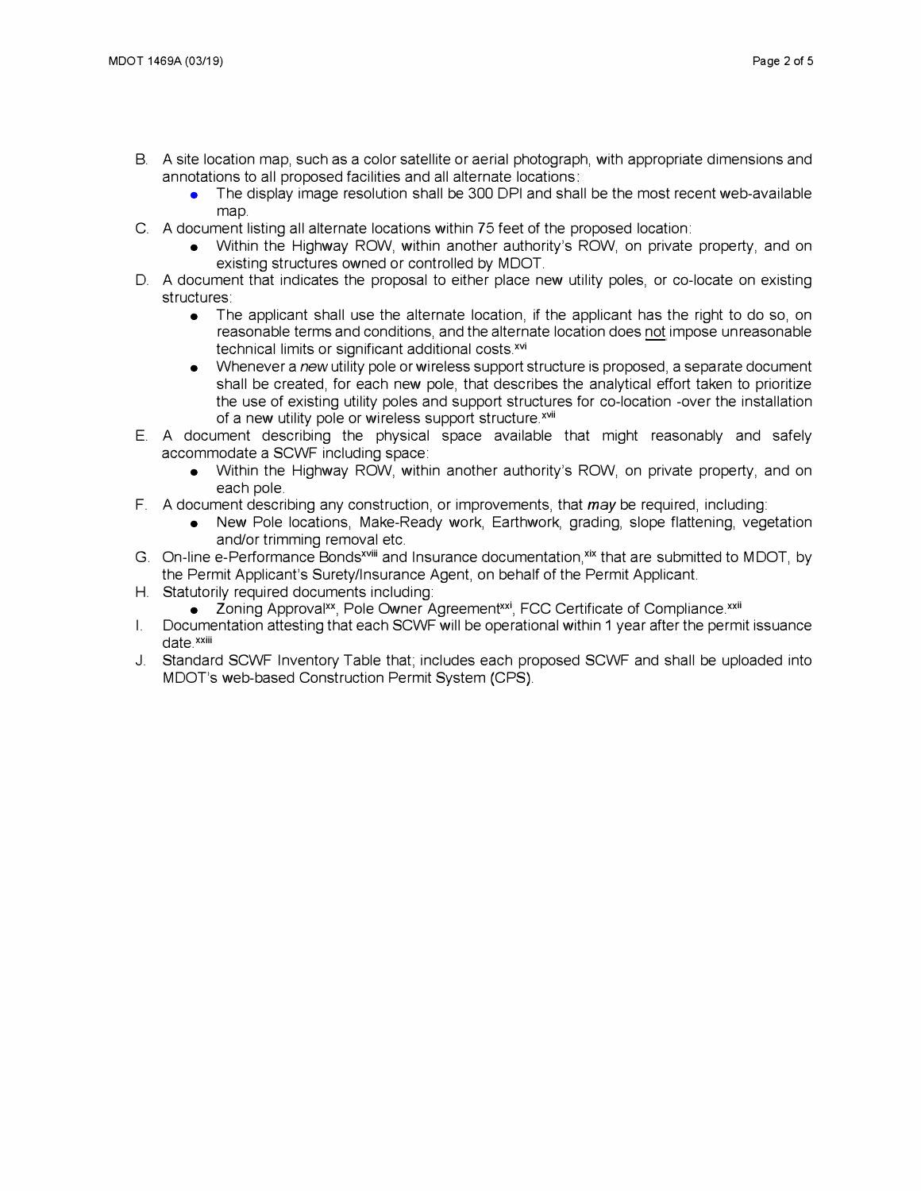B. A site location map, such as a color satellite or aerial photograph, with appropriate dimensions and annotations to all proposed facilities and all alternate locations:
   - The display image resolution shall be 300 DPI and shall be the most recent web-available map.

C. A document listing all alternate locations within 75 feet of the proposed location:
   - Within the Highway ROW, within another authority's ROW, on private property, and on existing structures owned or controlled by MDOT.

D. A document that indicates the proposal to either place new utility poles, or co-locate on existing structures:
   - The applicant shall use the alternate location, if the applicant has the right to do so, on reasonable terms and conditions, and the alternate location does not impose unreasonable technical limits or significant additional costs.[xvi]
   - Whenever a *new* utility pole or wireless support structure is proposed, a separate document shall be created, for each new pole, that describes the analytical effort taken to prioritize the use of existing utility poles and support structures for co-location -over the installation of a new utility pole or wireless support structure.[xvii]

E. A document describing the physical space available that might reasonably and safely accommodate a SCWF including space:
   - Within the Highway ROW, within another authority's ROW, on private property, and on each pole.

F. A document describing any construction, or improvements, that ***may*** be required, including:
   - New Pole locations, Make-Ready work, Earthwork, grading, slope flattening, vegetation and/or trimming removal etc.

G. On-line e-Performance Bonds[xviii] and Insurance documentation,[xix] that are submitted to MDOT, by the Permit Applicant's Surety/Insurance Agent, on behalf of the Permit Applicant.

H. Statutorily required documents including:
   - Zoning Approval[xx], Pole Owner Agreement[xxi], FCC Certificate of Compliance.[xxii]

I. Documentation attesting that each SCWF will be operational within 1 year after the permit issuance date.[xxiii]

J. Standard SCWF Inventory Table that; includes each proposed SCWF and shall be uploaded into MDOT's web-based Construction Permit System (CPS).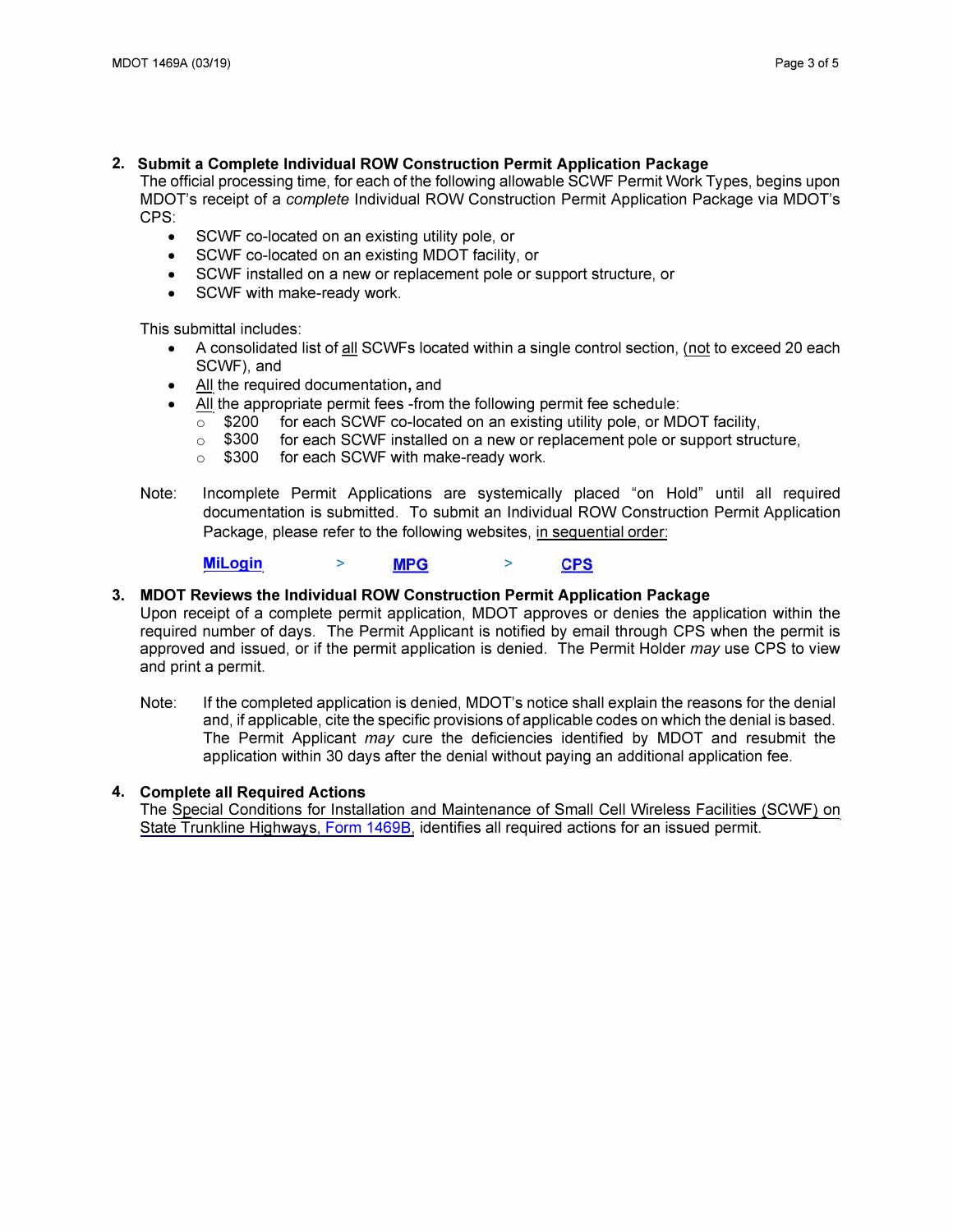2. **Submit a Complete Individual ROW Construction Permit Application Package**

   The official processing time, for each of the following allowable SCWF Permit Work Types, begins upon MDOT's receipt of a *complete* Individual ROW Construction Permit Application Package via MDOT's CPS:

   - SCWF co-located on an existing utility pole, or
   - SCWF co-located on an existing MDOT facility, or
   - SCWF installed on a new or replacement pole or support structure, or
   - SCWF with make-ready work.

   This submittal includes:

   - A consolidated list of all SCWFs located within a single control section, (not to exceed 20 each SCWF), and
   - All the required documentation, and
   - All the appropriate permit fees -from the following permit fee schedule:
     - $200 for each SCWF co-located on an existing utility pole, or MDOT facility,
     - $300 for each SCWF installed on a new or replacement pole or support structure,
     - $300 for each SCWF with make-ready work.

   Note: Incomplete Permit Applications are systemically placed "on Hold" until all required documentation is submitted. To submit an Individual ROW Construction Permit Application Package, please refer to the following websites, in sequential order:

   **MiLogin** > **MPG** > **CPS**

3. **MDOT Reviews the Individual ROW Construction Permit Application Package**

   Upon receipt of a complete permit application, MDOT approves or denies the application within the required number of days. The Permit Applicant is notified by email through CPS when the permit is approved and issued, or if the permit application is denied. The Permit Holder *may* use CPS to view and print a permit.

   Note: If the completed application is denied, MDOT's notice shall explain the reasons for the denial and, if applicable, cite the specific provisions of applicable codes on which the denial is based. The Permit Applicant *may* cure the deficiencies identified by MDOT and resubmit the application within 30 days after the denial without paying an additional application fee.

4. **Complete all Required Actions**

   The Special Conditions for Installation and Maintenance of Small Cell Wireless Facilities (SCWF) on State Trunkline Highways, Form 1469B, identifies all required actions for an issued permit.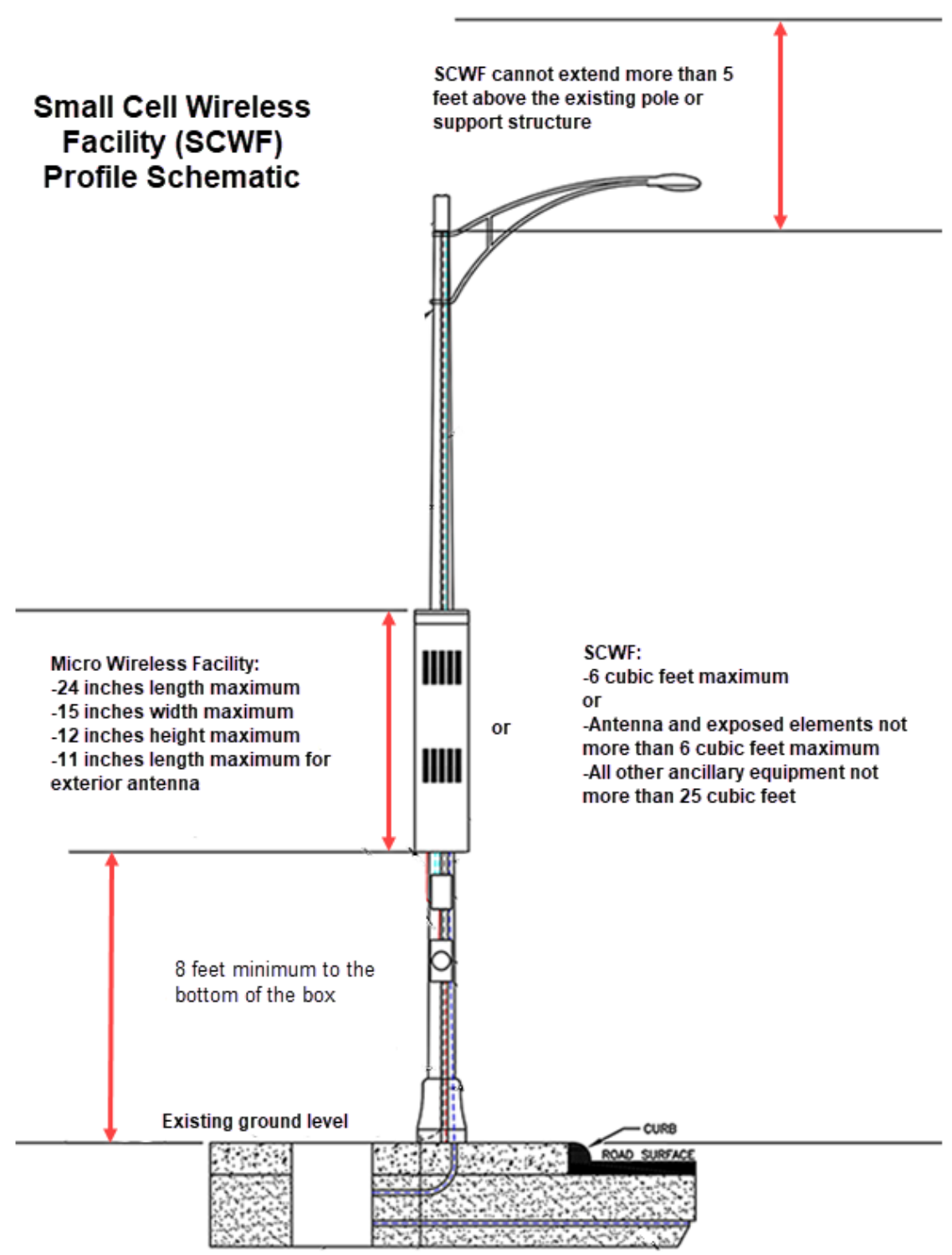# Small Cell Wireless Facility (SCWF) Profile Schematic

SCWF cannot extend more than 5 feet above the existing pole or support structure

**Micro Wireless Facility:**

- 24 inches length maximum
- 15 inches width maximum
- 12 inches height maximum
- 11 inches length maximum for exterior antenna

or

**SCWF:**

- 6 cubic feet maximum

or

- Antenna and exposed elements not more than 6 cubic feet maximum
- All other ancillary equipment not more than 25 cubic feet

8 feet minimum to the bottom of the box

Existing ground level

CURB

ROAD SURFACE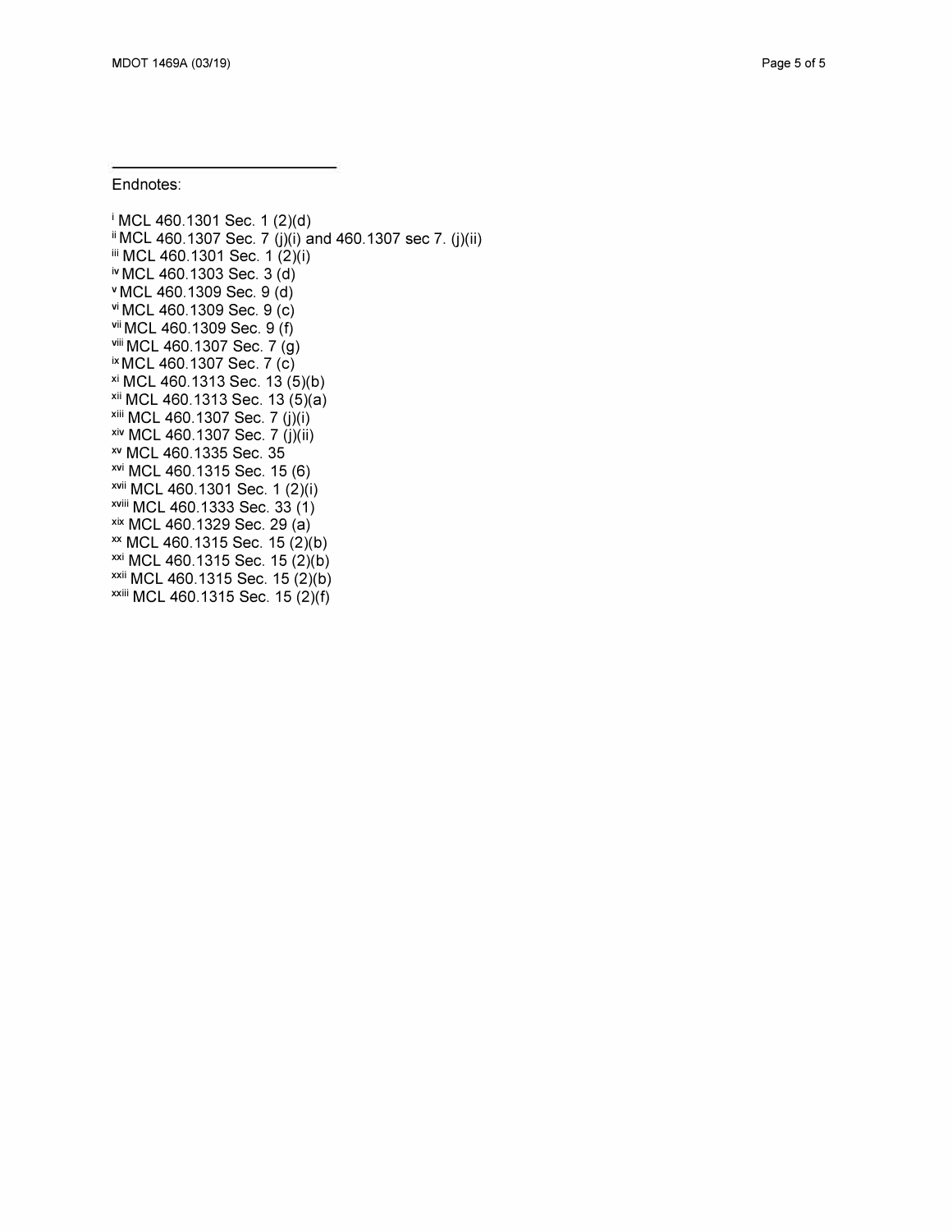Endnotes:

[i] MCL 460.1301 Sec. 1 (2)(d)
[ii] MCL 460.1307 Sec. 7 (j)(i) and 460.1307 sec 7. (j)(ii)
[iii] MCL 460.1301 Sec. 1 (2)(i)
[iv] MCL 460.1303 Sec. 3 (d)
[v] MCL 460.1309 Sec. 9 (d)
[vi] MCL 460.1309 Sec. 9 (c)
[vii] MCL 460.1309 Sec. 9 (f)
[viii] MCL 460.1307 Sec. 7 (g)
[ix] MCL 460.1307 Sec. 7 (c)
[xi] MCL 460.1313 Sec. 13 (5)(b)
[xii] MCL 460.1313 Sec. 13 (5)(a)
[xiii] MCL 460.1307 Sec. 7 (j)(i)
[xiv] MCL 460.1307 Sec. 7 (j)(ii)
[xv] MCL 460.1335 Sec. 35
[xvi] MCL 460.1315 Sec. 15 (6)
[xvii] MCL 460.1301 Sec. 1 (2)(i)
[xviii] MCL 460.1333 Sec. 33 (1)
[xix] MCL 460.1329 Sec. 29 (a)
[xx] MCL 460.1315 Sec. 15 (2)(b)
[xxi] MCL 460.1315 Sec. 15 (2)(b)
[xxii] MCL 460.1315 Sec. 15 (2)(b)
[xxiii] MCL 460.1315 Sec. 15 (2)(f)